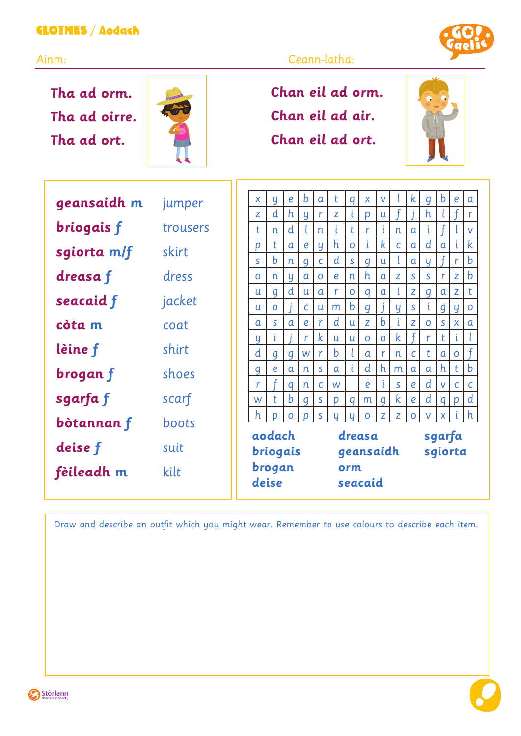# CLOTHES / Aodach

Ainm: Ceann-latha:

**Tha ad orm.**
**Tha ad oirre.**
**Tha ad ort.**

**Chan eil ad orm.**
**Chan eil ad air.**
**Chan eil ad ort.**

| | |
|---|---|
| **geansaidh m** | jumper |
| **briogais f** | trousers |
| **sgiorta m/f** | skirt |
| **dreasa f** | dress |
| **seacaid f** | jacket |
| **còta m** | coat |
| **lèine f** | shirt |
| **brogan f** | shoes |
| **sgarfa f** | scarf |
| **bòtannan f** | boots |
| **deise f** | suit |
| **fèileadh m** | kilt |

| | | | | | | | | | | | | | | |
|---|---|---|---|---|---|---|---|---|---|---|---|---|---|---|
| x | y | e | b | a | t | q | x | v | l | k | g | b | e | a |
| z | d | h | y | r | z | i | p | u | f | j | h | l | f | r |
| t | n | d | l | n | i | t | r | i | n | a | i | f | l | v |
| p | t | a | e | y | h | o | i | k | c | a | d | a | i | k |
| s | b | n | g | c | d | s | g | u | l | a | y | f | r | b |
| o | n | y | a | o | e | n | h | a | z | s | s | r | z | b |
| u | g | d | u | a | r | o | q | a | i | z | g | a | z | t |
| u | o | j | c | u | m | b | g | j | y | s | i | g | y | o |
| a | s | a | e | r | d | u | z | b | i | z | o | s | x | a |
| y | i | j | r | k | u | u | o | o | k | f | r | t | i | l |
| d | g | g | w | r | b | l | a | r | n | c | t | a | o | f |
| g | e | a | n | s | a | i | d | h | m | a | a | h | t | b |
| r | f | q | n | c | w | | e | i | s | e | d | v | c | c |
| w | t | b | g | s | p | q | m | g | k | e | d | q | p | d |
| h | p | o | p | s | y | y | o | z | z | o | v | x | i | h |

**aodach** **dreasa** **sgarfa**
**briogais** **geansaidh** **sgiorta**
**brogan** **orm**
**deise** **seacaid**

Draw and describe an outfit which you might wear. Remember to use colours to describe each item.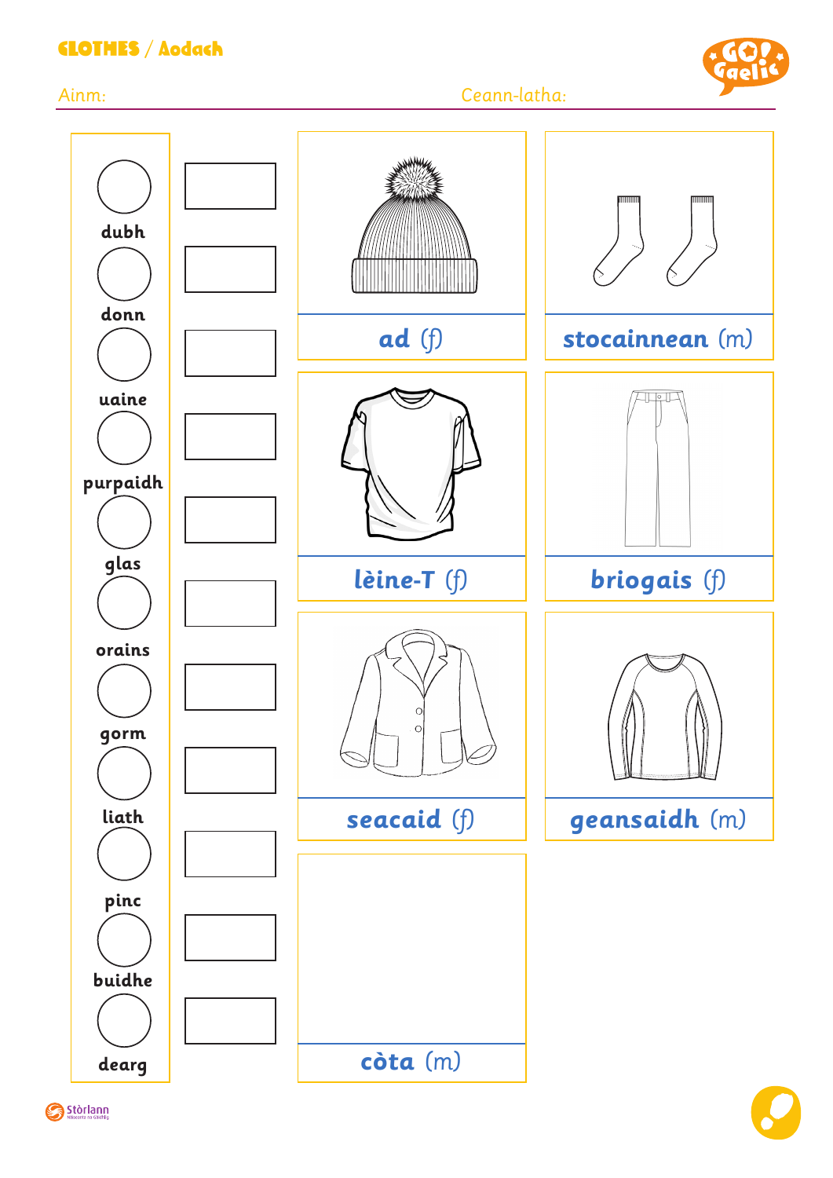# CLOTHES / Aodach

Ainm: Ceann-latha:

- dubh
- donn
- uaine
- purpaidh
- glas
- orains
- gorm
- liath
- pinc
- buidhe
- dearg

| | |
|---|---|
| **ad** (f) | **stocainnean** (m) |
| **lèine-T** (f) | **briogais** (f) |
| **seacaid** (f) | **geansaidh** (m) |
| **còta** (m) | |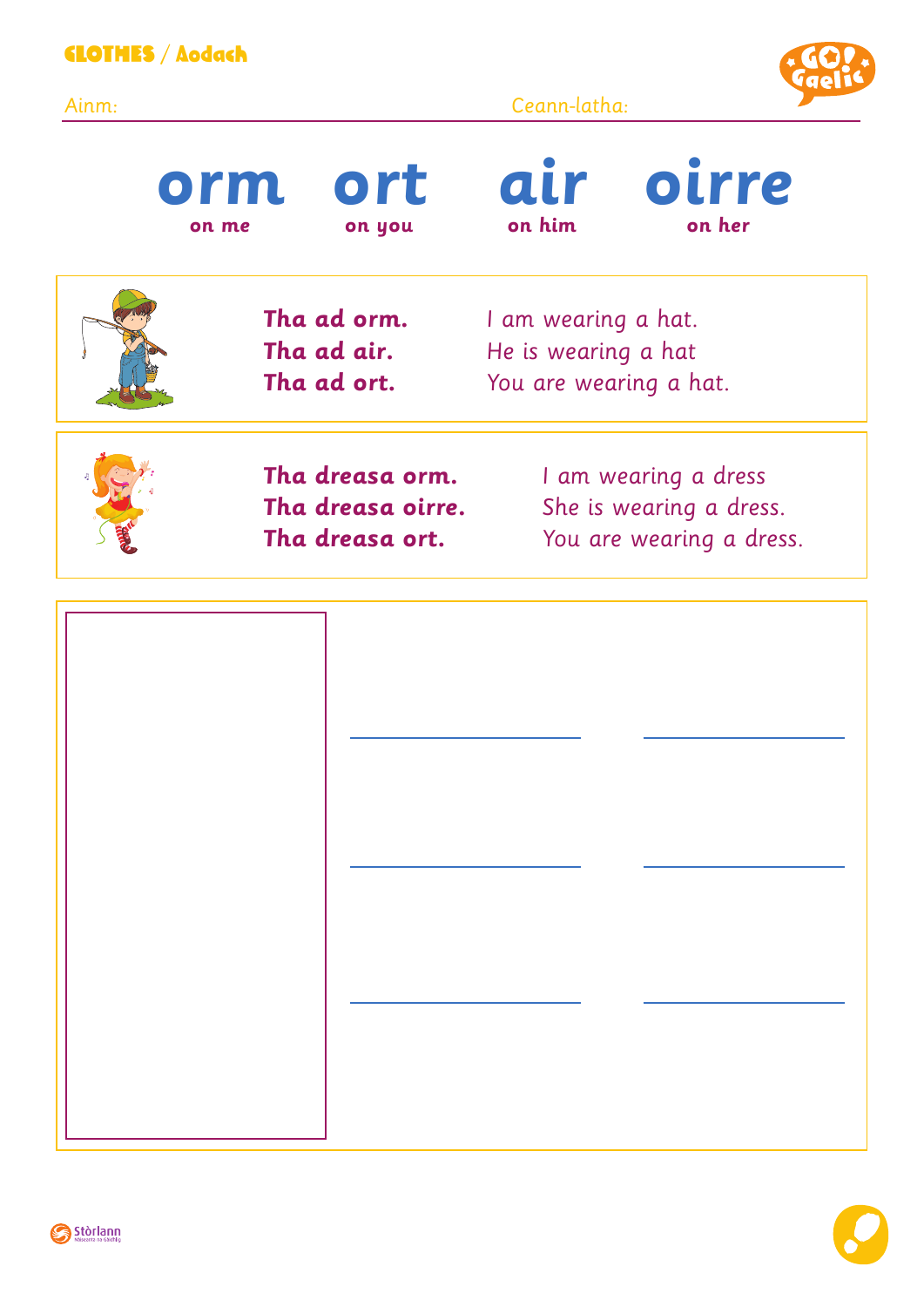# CLOTHES / Aodach

Ainm: Ceann-latha:

| **orm** | **ort** | **air** | **oirre** |
|---|---|---|---|
| on me | on you | on him | on her |

| | |
|---|---|
| **Tha ad orm.** | I am wearing a hat. |
| **Tha ad air.** | He is wearing a hat |
| **Tha ad ort.** | You are wearing a hat. |

| | |
|---|---|
| **Tha dreasa orm.** | I am wearing a dress |
| **Tha dreasa oirre.** | She is wearing a dress. |
| **Tha dreasa ort.** | You are wearing a dress. |

____________________ ____________________

____________________ ____________________

____________________ ____________________